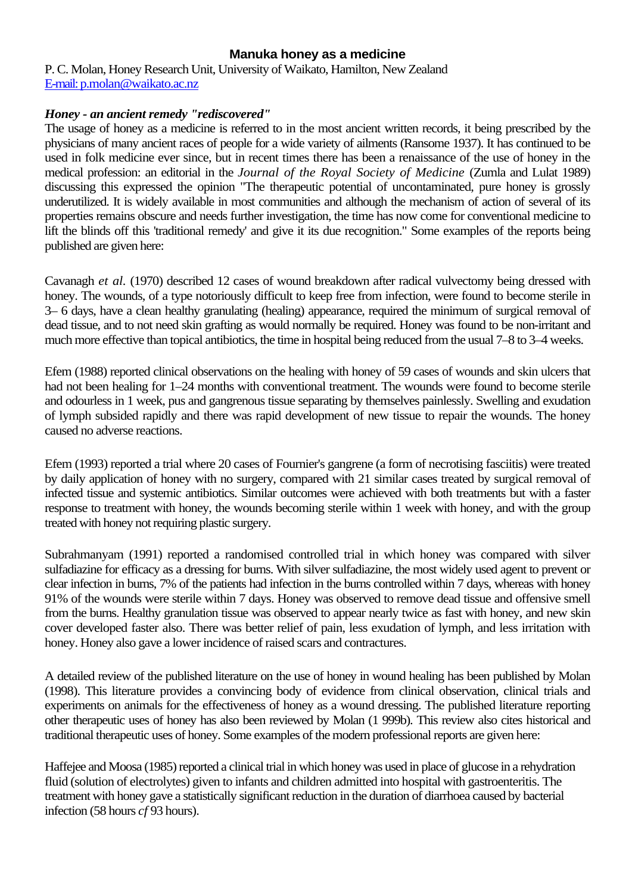# Manuka honey as a medicine

P. C. Molan, Honey Research Unit, University of Waikato, Hamilton, New Zealand
E-mail: p.molan@waikato.ac.nz

### *Honey - an ancient remedy "rediscovered"*

The usage of honey as a medicine is referred to in the most ancient written records, it being prescribed by the physicians of many ancient races of people for a wide variety of ailments (Ransome 1937). It has continued to be used in folk medicine ever since, but in recent times there has been a renaissance of the use of honey in the medical profession: an editorial in the *Journal of the Royal Society of Medicine* (Zumla and Lulat 1989) discussing this expressed the opinion "The therapeutic potential of uncontaminated, pure honey is grossly underutilized. It is widely available in most communities and although the mechanism of action of several of its properties remains obscure and needs further investigation, the time has now come for conventional medicine to lift the blinds off this 'traditional remedy' and give it its due recognition." Some examples of the reports being published are given here:

Cavanagh *et al*. (1970) described 12 cases of wound breakdown after radical vulvectomy being dressed with honey. The wounds, of a type notoriously difficult to keep free from infection, were found to become sterile in 3– 6 days, have a clean healthy granulating (healing) appearance, required the minimum of surgical removal of dead tissue, and to not need skin grafting as would normally be required. Honey was found to be non-irritant and much more effective than topical antibiotics, the time in hospital being reduced from the usual 7–8 to 3–4 weeks.

Efem (1988) reported clinical observations on the healing with honey of 59 cases of wounds and skin ulcers that had not been healing for 1–24 months with conventional treatment. The wounds were found to become sterile and odourless in 1 week, pus and gangrenous tissue separating by themselves painlessly. Swelling and exudation of lymph subsided rapidly and there was rapid development of new tissue to repair the wounds. The honey caused no adverse reactions.

Efem (1993) reported a trial where 20 cases of Fournier's gangrene (a form of necrotising fasciitis) were treated by daily application of honey with no surgery, compared with 21 similar cases treated by surgical removal of infected tissue and systemic antibiotics. Similar outcomes were achieved with both treatments but with a faster response to treatment with honey, the wounds becoming sterile within 1 week with honey, and with the group treated with honey not requiring plastic surgery.

Subrahmanyam (1991) reported a randomised controlled trial in which honey was compared with silver sulfadiazine for efficacy as a dressing for burns. With silver sulfadiazine, the most widely used agent to prevent or clear infection in burns, 7% of the patients had infection in the burns controlled within 7 days, whereas with honey 91% of the wounds were sterile within 7 days. Honey was observed to remove dead tissue and offensive smell from the burns. Healthy granulation tissue was observed to appear nearly twice as fast with honey, and new skin cover developed faster also. There was better relief of pain, less exudation of lymph, and less irritation with honey. Honey also gave a lower incidence of raised scars and contractures.

A detailed review of the published literature on the use of honey in wound healing has been published by Molan (1998). This literature provides a convincing body of evidence from clinical observation, clinical trials and experiments on animals for the effectiveness of honey as a wound dressing. The published literature reporting other therapeutic uses of honey has also been reviewed by Molan (1 999b). This review also cites historical and traditional therapeutic uses of honey. Some examples of the modern professional reports are given here:

Haffejee and Moosa (1985) reported a clinical trial in which honey was used in place of glucose in a rehydration fluid (solution of electrolytes) given to infants and children admitted into hospital with gastroenteritis. The treatment with honey gave a statistically significant reduction in the duration of diarrhoea caused by bacterial infection (58 hours *cf* 93 hours).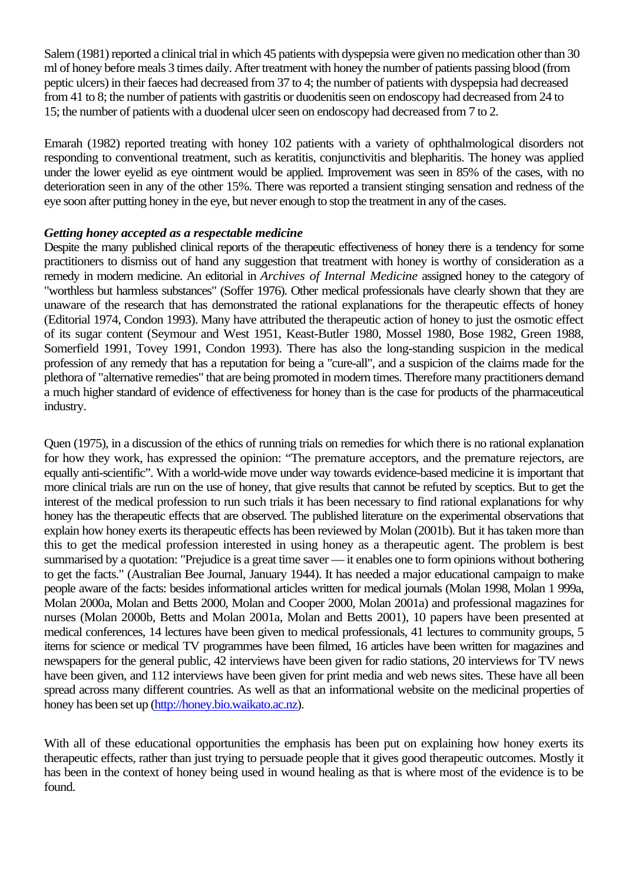Salem (1981) reported a clinical trial in which 45 patients with dyspepsia were given no medication other than 30 ml of honey before meals 3 times daily. After treatment with honey the number of patients passing blood (from peptic ulcers) in their faeces had decreased from 37 to 4; the number of patients with dyspepsia had decreased from 41 to 8; the number of patients with gastritis or duodenitis seen on endoscopy had decreased from 24 to 15; the number of patients with a duodenal ulcer seen on endoscopy had decreased from 7 to 2.

Emarah (1982) reported treating with honey 102 patients with a variety of ophthalmological disorders not responding to conventional treatment, such as keratitis, conjunctivitis and blepharitis. The honey was applied under the lower eyelid as eye ointment would be applied. Improvement was seen in 85% of the cases, with no deterioration seen in any of the other 15%. There was reported a transient stinging sensation and redness of the eye soon after putting honey in the eye, but never enough to stop the treatment in any of the cases.

***Getting honey accepted as a respectable medicine***

Despite the many published clinical reports of the therapeutic effectiveness of honey there is a tendency for some practitioners to dismiss out of hand any suggestion that treatment with honey is worthy of consideration as a remedy in modern medicine. An editorial in *Archives of Internal Medicine* assigned honey to the category of "worthless but harmless substances" (Soffer 1976). Other medical professionals have clearly shown that they are unaware of the research that has demonstrated the rational explanations for the therapeutic effects of honey (Editorial 1974, Condon 1993). Many have attributed the therapeutic action of honey to just the osmotic effect of its sugar content (Seymour and West 1951, Keast-Butler 1980, Mossel 1980, Bose 1982, Green 1988, Somerfield 1991, Tovey 1991, Condon 1993). There has also the long-standing suspicion in the medical profession of any remedy that has a reputation for being a "cure-all", and a suspicion of the claims made for the plethora of "alternative remedies" that are being promoted in modern times. Therefore many practitioners demand a much higher standard of evidence of effectiveness for honey than is the case for products of the pharmaceutical industry.

Quen (1975), in a discussion of the ethics of running trials on remedies for which there is no rational explanation for how they work, has expressed the opinion: “The premature acceptors, and the premature rejectors, are equally anti-scientific”. With a world-wide move under way towards evidence-based medicine it is important that more clinical trials are run on the use of honey, that give results that cannot be refuted by sceptics. But to get the interest of the medical profession to run such trials it has been necessary to find rational explanations for why honey has the therapeutic effects that are observed. The published literature on the experimental observations that explain how honey exerts its therapeutic effects has been reviewed by Molan (2001b). But it has taken more than this to get the medical profession interested in using honey as a therapeutic agent. The problem is best summarised by a quotation: "Prejudice is a great time saver — it enables one to form opinions without bothering to get the facts." (Australian Bee Journal, January 1944). It has needed a major educational campaign to make people aware of the facts: besides informational articles written for medical journals (Molan 1998, Molan 1 999a, Molan 2000a, Molan and Betts 2000, Molan and Cooper 2000, Molan 2001a) and professional magazines for nurses (Molan 2000b, Betts and Molan 2001a, Molan and Betts 2001), 10 papers have been presented at medical conferences, 14 lectures have been given to medical professionals, 41 lectures to community groups, 5 items for science or medical TV programmes have been filmed, 16 articles have been written for magazines and newspapers for the general public, 42 interviews have been given for radio stations, 20 interviews for TV news have been given, and 112 interviews have been given for print media and web news sites. These have all been spread across many different countries. As well as that an informational website on the medicinal properties of honey has been set up (http://honey.bio.waikato.ac.nz).

With all of these educational opportunities the emphasis has been put on explaining how honey exerts its therapeutic effects, rather than just trying to persuade people that it gives good therapeutic outcomes. Mostly it has been in the context of honey being used in wound healing as that is where most of the evidence is to be found.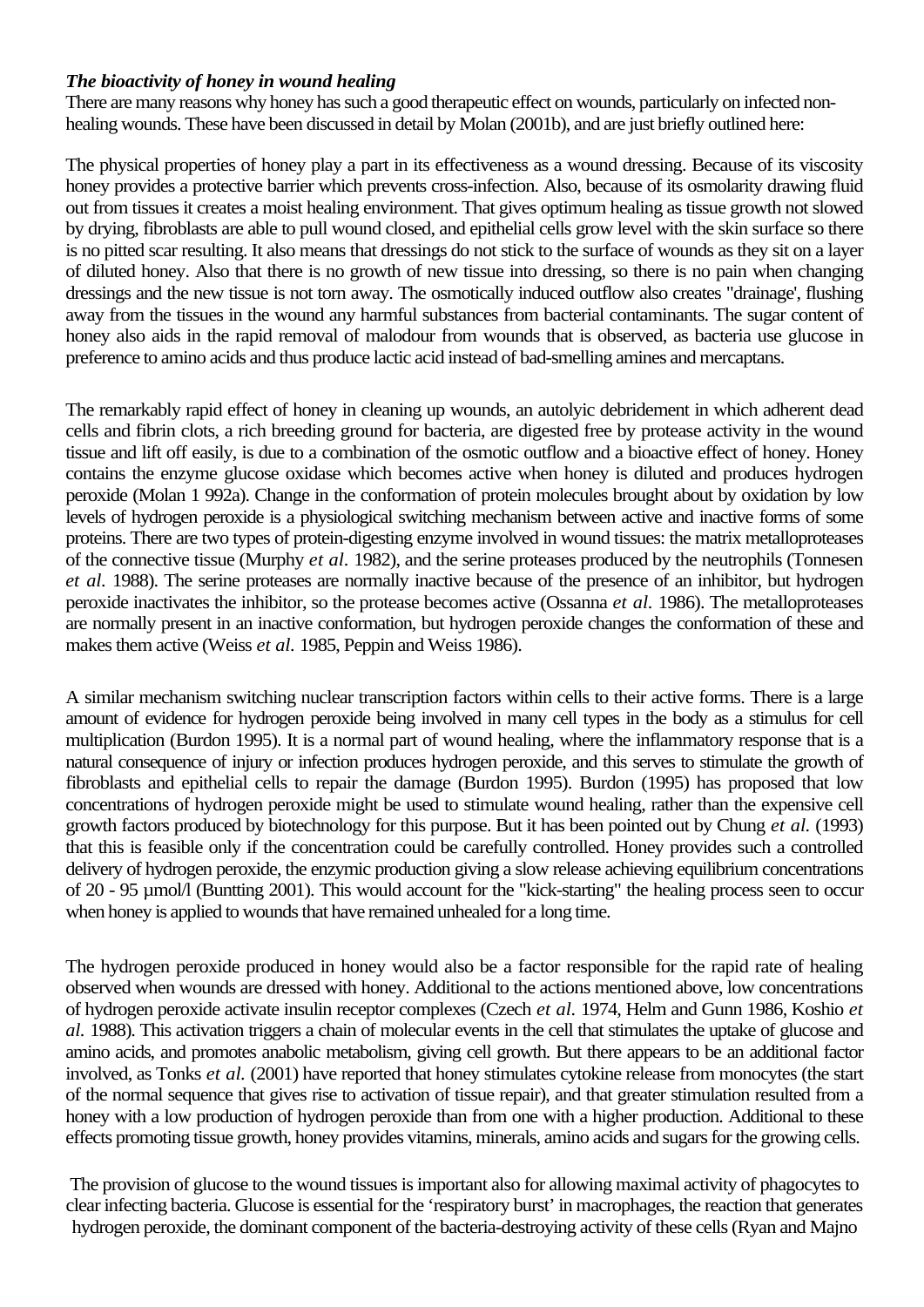***The bioactivity of honey in wound healing***

There are many reasons why honey has such a good therapeutic effect on wounds, particularly on infected non-healing wounds. These have been discussed in detail by Molan (2001b), and are just briefly outlined here:

The physical properties of honey play a part in its effectiveness as a wound dressing. Because of its viscosity honey provides a protective barrier which prevents cross-infection. Also, because of its osmolarity drawing fluid out from tissues it creates a moist healing environment. That gives optimum healing as tissue growth not slowed by drying, fibroblasts are able to pull wound closed, and epithelial cells grow level with the skin surface so there is no pitted scar resulting. It also means that dressings do not stick to the surface of wounds as they sit on a layer of diluted honey. Also that there is no growth of new tissue into dressing, so there is no pain when changing dressings and the new tissue is not torn away. The osmotically induced outflow also creates "drainage', flushing away from the tissues in the wound any harmful substances from bacterial contaminants. The sugar content of honey also aids in the rapid removal of malodour from wounds that is observed, as bacteria use glucose in preference to amino acids and thus produce lactic acid instead of bad-smelling amines and mercaptans.

The remarkably rapid effect of honey in cleaning up wounds, an autolyic debridement in which adherent dead cells and fibrin clots, a rich breeding ground for bacteria, are digested free by protease activity in the wound tissue and lift off easily, is due to a combination of the osmotic outflow and a bioactive effect of honey. Honey contains the enzyme glucose oxidase which becomes active when honey is diluted and produces hydrogen peroxide (Molan 1 992a). Change in the conformation of protein molecules brought about by oxidation by low levels of hydrogen peroxide is a physiological switching mechanism between active and inactive forms of some proteins. There are two types of protein-digesting enzyme involved in wound tissues: the matrix metalloproteases of the connective tissue (Murphy *et al*. 1982), and the serine proteases produced by the neutrophils (Tonnesen *et al*. 1988). The serine proteases are normally inactive because of the presence of an inhibitor, but hydrogen peroxide inactivates the inhibitor, so the protease becomes active (Ossanna *et al*. 1986). The metalloproteases are normally present in an inactive conformation, but hydrogen peroxide changes the conformation of these and makes them active (Weiss *et al*. 1985, Peppin and Weiss 1986).

A similar mechanism switching nuclear transcription factors within cells to their active forms. There is a large amount of evidence for hydrogen peroxide being involved in many cell types in the body as a stimulus for cell multiplication (Burdon 1995). It is a normal part of wound healing, where the inflammatory response that is a natural consequence of injury or infection produces hydrogen peroxide, and this serves to stimulate the growth of fibroblasts and epithelial cells to repair the damage (Burdon 1995). Burdon (1995) has proposed that low concentrations of hydrogen peroxide might be used to stimulate wound healing, rather than the expensive cell growth factors produced by biotechnology for this purpose. But it has been pointed out by Chung *et al.* (1993) that this is feasible only if the concentration could be carefully controlled. Honey provides such a controlled delivery of hydrogen peroxide, the enzymic production giving a slow release achieving equilibrium concentrations of 20 - 95 µmol/l (Buntting 2001). This would account for the "kick-starting" the healing process seen to occur when honey is applied to wounds that have remained unhealed for a long time.

The hydrogen peroxide produced in honey would also be a factor responsible for the rapid rate of healing observed when wounds are dressed with honey. Additional to the actions mentioned above, low concentrations of hydrogen peroxide activate insulin receptor complexes (Czech *et al*. 1974, Helm and Gunn 1986, Koshio *et al*. 1988). This activation triggers a chain of molecular events in the cell that stimulates the uptake of glucose and amino acids, and promotes anabolic metabolism, giving cell growth. But there appears to be an additional factor involved, as Tonks *et al.* (2001) have reported that honey stimulates cytokine release from monocytes (the start of the normal sequence that gives rise to activation of tissue repair), and that greater stimulation resulted from a honey with a low production of hydrogen peroxide than from one with a higher production. Additional to these effects promoting tissue growth, honey provides vitamins, minerals, amino acids and sugars for the growing cells.

The provision of glucose to the wound tissues is important also for allowing maximal activity of phagocytes to clear infecting bacteria. Glucose is essential for the 'respiratory burst' in macrophages, the reaction that generates hydrogen peroxide, the dominant component of the bacteria-destroying activity of these cells (Ryan and Majno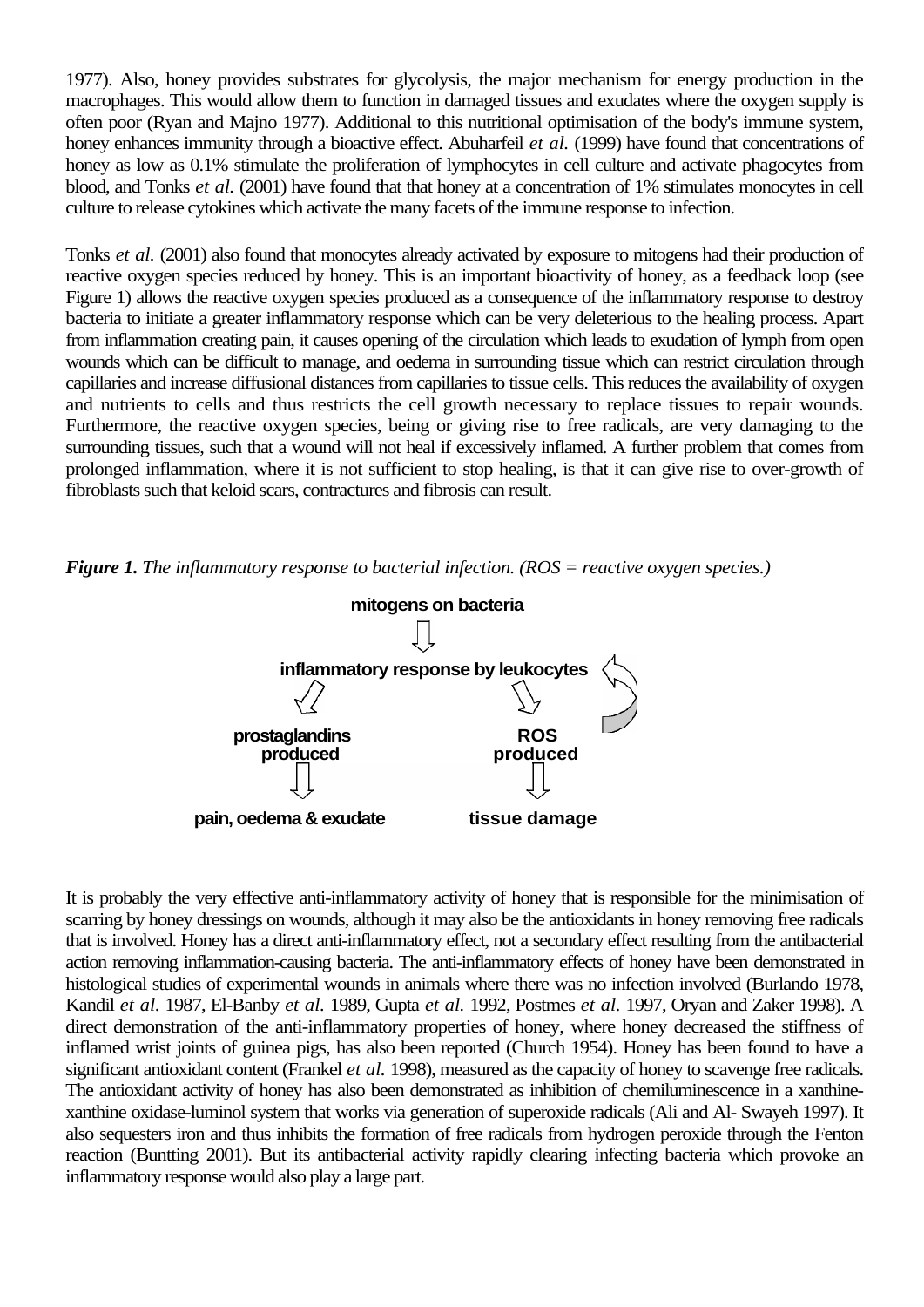1977). Also, honey provides substrates for glycolysis, the major mechanism for energy production in the macrophages. This would allow them to function in damaged tissues and exudates where the oxygen supply is often poor (Ryan and Majno 1977). Additional to this nutritional optimisation of the body's immune system, honey enhances immunity through a bioactive effect. Abuharfeil *et al.* (1999) have found that concentrations of honey as low as 0.1% stimulate the proliferation of lymphocytes in cell culture and activate phagocytes from blood, and Tonks *et al.* (2001) have found that that honey at a concentration of 1% stimulates monocytes in cell culture to release cytokines which activate the many facets of the immune response to infection.

Tonks *et al.* (2001) also found that monocytes already activated by exposure to mitogens had their production of reactive oxygen species reduced by honey. This is an important bioactivity of honey, as a feedback loop (see Figure 1) allows the reactive oxygen species produced as a consequence of the inflammatory response to destroy bacteria to initiate a greater inflammatory response which can be very deleterious to the healing process. Apart from inflammation creating pain, it causes opening of the circulation which leads to exudation of lymph from open wounds which can be difficult to manage, and oedema in surrounding tissue which can restrict circulation through capillaries and increase diffusional distances from capillaries to tissue cells. This reduces the availability of oxygen and nutrients to cells and thus restricts the cell growth necessary to replace tissues to repair wounds. Furthermore, the reactive oxygen species, being or giving rise to free radicals, are very damaging to the surrounding tissues, such that a wound will not heal if excessively inflamed. A further problem that comes from prolonged inflammation, where it is not sufficient to stop healing, is that it can give rise to over-growth of fibroblasts such that keloid scars, contractures and fibrosis can result.

***Figure 1.*** *The inflammatory response to bacterial infection. (ROS = reactive oxygen species.)*

**mitogens on bacteria**

⇩

**inflammatory response by leukocytes**

⇙ ⇘

**prostaglandins produced** | **ROS produced**

⇩ ⇩

**pain, oedema & exudate** | **tissue damage**

It is probably the very effective anti-inflammatory activity of honey that is responsible for the minimisation of scarring by honey dressings on wounds, although it may also be the antioxidants in honey removing free radicals that is involved. Honey has a direct anti-inflammatory effect, not a secondary effect resulting from the antibacterial action removing inflammation-causing bacteria. The anti-inflammatory effects of honey have been demonstrated in histological studies of experimental wounds in animals where there was no infection involved (Burlando 1978, Kandil *et al*. 1987, El-Banby *et al*. 1989, Gupta *et al*. 1992, Postmes *et al*. 1997, Oryan and Zaker 1998). A direct demonstration of the anti-inflammatory properties of honey, where honey decreased the stiffness of inflamed wrist joints of guinea pigs, has also been reported (Church 1954). Honey has been found to have a significant antioxidant content (Frankel *et al.* 1998), measured as the capacity of honey to scavenge free radicals. The antioxidant activity of honey has also been demonstrated as inhibition of chemiluminescence in a xanthine-xanthine oxidase-luminol system that works via generation of superoxide radicals (Ali and Al- Swayeh 1997). It also sequesters iron and thus inhibits the formation of free radicals from hydrogen peroxide through the Fenton reaction (Buntting 2001). But its antibacterial activity rapidly clearing infecting bacteria which provoke an inflammatory response would also play a large part.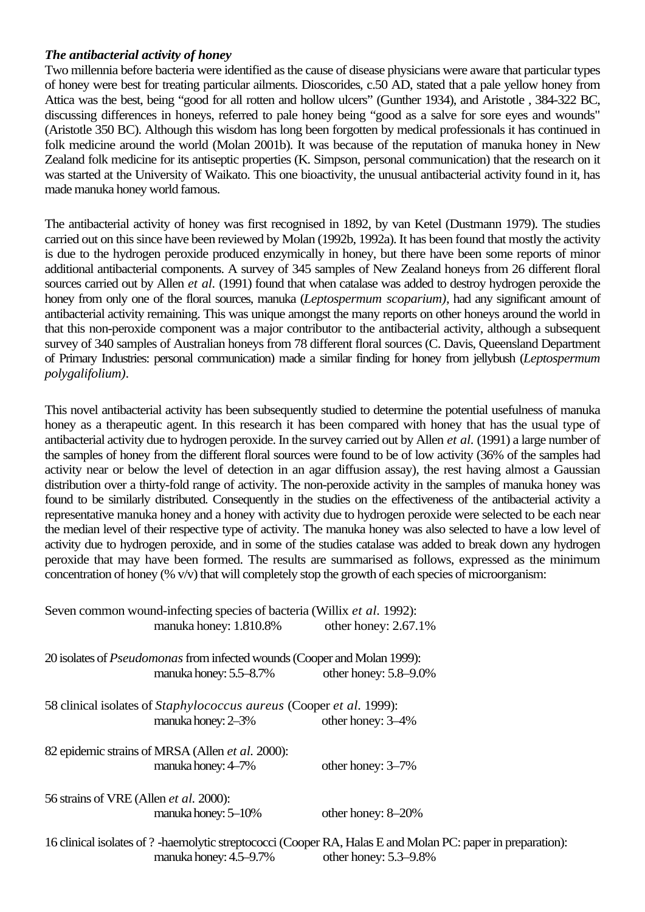***The antibacterial activity of honey***

Two millennia before bacteria were identified as the cause of disease physicians were aware that particular types of honey were best for treating particular ailments. Dioscorides, c.50 AD, stated that a pale yellow honey from Attica was the best, being "good for all rotten and hollow ulcers" (Gunther 1934), and Aristotle , 384-322 BC, discussing differences in honeys, referred to pale honey being "good as a salve for sore eyes and wounds" (Aristotle 350 BC). Although this wisdom has long been forgotten by medical professionals it has continued in folk medicine around the world (Molan 2001b). It was because of the reputation of manuka honey in New Zealand folk medicine for its antiseptic properties (K. Simpson, personal communication) that the research on it was started at the University of Waikato. This one bioactivity, the unusual antibacterial activity found in it, has made manuka honey world famous.

The antibacterial activity of honey was first recognised in 1892, by van Ketel (Dustmann 1979). The studies carried out on this since have been reviewed by Molan (1992b, 1992a). It has been found that mostly the activity is due to the hydrogen peroxide produced enzymically in honey, but there have been some reports of minor additional antibacterial components. A survey of 345 samples of New Zealand honeys from 26 different floral sources carried out by Allen *et al.* (1991) found that when catalase was added to destroy hydrogen peroxide the honey from only one of the floral sources, manuka (*Leptospermum scoparium)*, had any significant amount of antibacterial activity remaining. This was unique amongst the many reports on other honeys around the world in that this non-peroxide component was a major contributor to the antibacterial activity, although a subsequent survey of 340 samples of Australian honeys from 78 different floral sources (C. Davis, Queensland Department of Primary Industries: personal communication) made a similar finding for honey from jellybush (*Leptospermum polygalifolium)*.

This novel antibacterial activity has been subsequently studied to determine the potential usefulness of manuka honey as a therapeutic agent. In this research it has been compared with honey that has the usual type of antibacterial activity due to hydrogen peroxide. In the survey carried out by Allen *et al.* (1991) a large number of the samples of honey from the different floral sources were found to be of low activity (36% of the samples had activity near or below the level of detection in an agar diffusion assay), the rest having almost a Gaussian distribution over a thirty-fold range of activity. The non-peroxide activity in the samples of manuka honey was found to be similarly distributed. Consequently in the studies on the effectiveness of the antibacterial activity a representative manuka honey and a honey with activity due to hydrogen peroxide were selected to be each near the median level of their respective type of activity. The manuka honey was also selected to have a low level of activity due to hydrogen peroxide, and in some of the studies catalase was added to break down any hydrogen peroxide that may have been formed. The results are summarised as follows, expressed as the minimum concentration of honey (% v/v) that will completely stop the growth of each species of microorganism:

Seven common wound-infecting species of bacteria (Willix *et al.* 1992):
manuka honey: 1.810.8% other honey: 2.67.1%

20 isolates of *Pseudomonas* from infected wounds (Cooper and Molan 1999):
manuka honey: 5.5–8.7% other honey: 5.8–9.0%

58 clinical isolates of *Staphylococcus aureus* (Cooper *et al.* 1999):
manuka honey: 2–3% other honey: 3–4%

82 epidemic strains of MRSA (Allen *et al.* 2000):
manuka honey: 4–7% other honey: 3–7%

56 strains of VRE (Allen *et al.* 2000):
manuka honey: 5–10% other honey: 8–20%

16 clinical isolates of ? -haemolytic streptococci (Cooper RA, Halas E and Molan PC: paper in preparation):
manuka honey: 4.5–9.7% other honey: 5.3–9.8%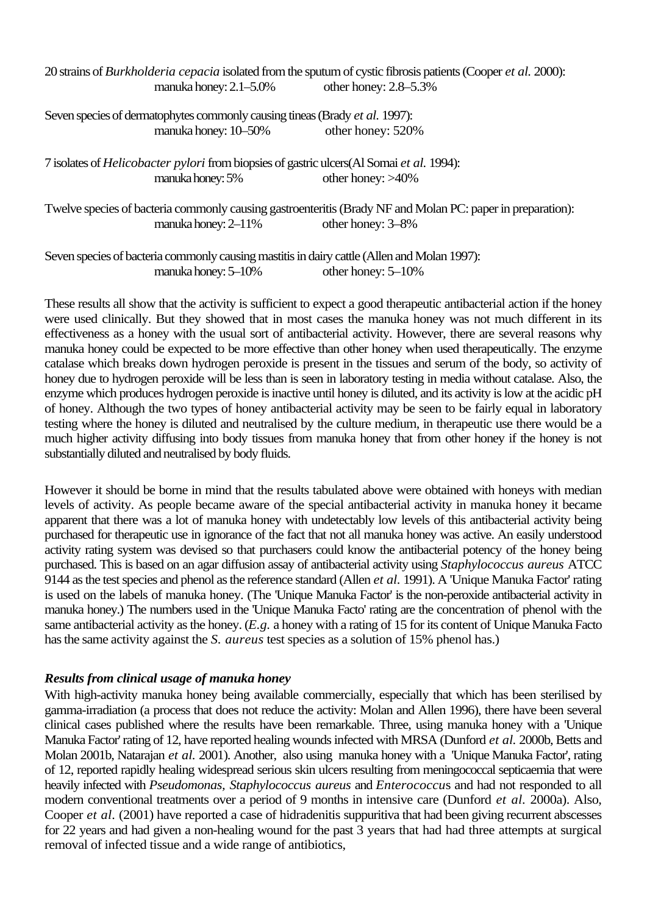20 strains of *Burkholderia cepacia* isolated from the sputum of cystic fibrosis patients (Cooper *et al.* 2000):
manuka honey: 2.1–5.0% other honey: 2.8–5.3%

Seven species of dermatophytes commonly causing tineas (Brady *et al.* 1997):
manuka honey: 10–50% other honey: 520%

7 isolates of *Helicobacter pylori* from biopsies of gastric ulcers(Al Somai *et al.* 1994):
manuka honey: 5% other honey: >40%

Twelve species of bacteria commonly causing gastroenteritis (Brady NF and Molan PC: paper in preparation):
manuka honey: 2–11% other honey: 3–8%

Seven species of bacteria commonly causing mastitis in dairy cattle (Allen and Molan 1997):
manuka honey: 5–10% other honey: 5–10%

These results all show that the activity is sufficient to expect a good therapeutic antibacterial action if the honey were used clinically. But they showed that in most cases the manuka honey was not much different in its effectiveness as a honey with the usual sort of antibacterial activity. However, there are several reasons why manuka honey could be expected to be more effective than other honey when used therapeutically. The enzyme catalase which breaks down hydrogen peroxide is present in the tissues and serum of the body, so activity of honey due to hydrogen peroxide will be less than is seen in laboratory testing in media without catalase. Also, the enzyme which produces hydrogen peroxide is inactive until honey is diluted, and its activity is low at the acidic pH of honey. Although the two types of honey antibacterial activity may be seen to be fairly equal in laboratory testing where the honey is diluted and neutralised by the culture medium, in therapeutic use there would be a much higher activity diffusing into body tissues from manuka honey that from other honey if the honey is not substantially diluted and neutralised by body fluids.

However it should be borne in mind that the results tabulated above were obtained with honeys with median levels of activity. As people became aware of the special antibacterial activity in manuka honey it became apparent that there was a lot of manuka honey with undetectably low levels of this antibacterial activity being purchased for therapeutic use in ignorance of the fact that not all manuka honey was active. An easily understood activity rating system was devised so that purchasers could know the antibacterial potency of the honey being purchased. This is based on an agar diffusion assay of antibacterial activity using *Staphylococcus aureus* ATCC 9144 as the test species and phenol as the reference standard (Allen *et al.* 1991). A 'Unique Manuka Factor' rating is used on the labels of manuka honey. (The 'Unique Manuka Factor' is the non-peroxide antibacterial activity in manuka honey.) The numbers used in the 'Unique Manuka Facto' rating are the concentration of phenol with the same antibacterial activity as the honey. (*E.g.* a honey with a rating of 15 for its content of Unique Manuka Facto has the same activity against the *S. aureus* test species as a solution of 15% phenol has.)

### *Results from clinical usage of manuka honey*

With high-activity manuka honey being available commercially, especially that which has been sterilised by gamma-irradiation (a process that does not reduce the activity: Molan and Allen 1996), there have been several clinical cases published where the results have been remarkable. Three, using manuka honey with a 'Unique Manuka Factor' rating of 12, have reported healing wounds infected with MRSA (Dunford *et al.* 2000b, Betts and Molan 2001b, Natarajan *et al.* 2001). Another, also using manuka honey with a 'Unique Manuka Factor', rating of 12, reported rapidly healing widespread serious skin ulcers resulting from meningococcal septicaemia that were heavily infected with *Pseudomonas, Staphylococcus aureus* and *Enterococcus* and had not responded to all modern conventional treatments over a period of 9 months in intensive care (Dunford *et al.* 2000a). Also, Cooper *et al.* (2001) have reported a case of hidradenitis suppuritiva that had been giving recurrent abscesses for 22 years and had given a non-healing wound for the past 3 years that had had three attempts at surgical removal of infected tissue and a wide range of antibiotics,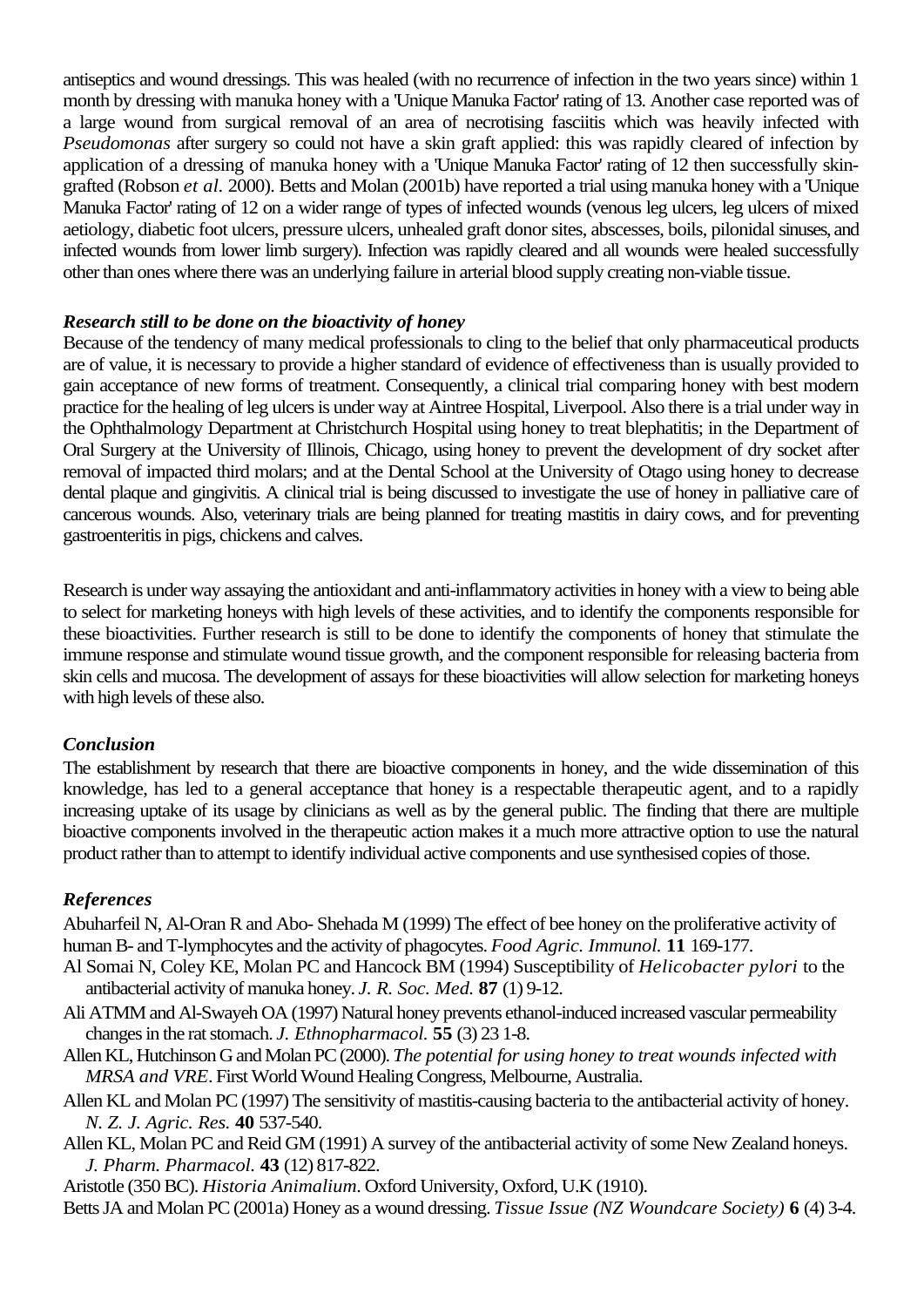antiseptics and wound dressings. This was healed (with no recurrence of infection in the two years since) within 1 month by dressing with manuka honey with a 'Unique Manuka Factor' rating of 13. Another case reported was of a large wound from surgical removal of an area of necrotising fasciitis which was heavily infected with *Pseudomonas* after surgery so could not have a skin graft applied: this was rapidly cleared of infection by application of a dressing of manuka honey with a 'Unique Manuka Factor' rating of 12 then successfully skin-grafted (Robson *et al.* 2000). Betts and Molan (2001b) have reported a trial using manuka honey with a 'Unique Manuka Factor' rating of 12 on a wider range of types of infected wounds (venous leg ulcers, leg ulcers of mixed aetiology, diabetic foot ulcers, pressure ulcers, unhealed graft donor sites, abscesses, boils, pilonidal sinuses, and infected wounds from lower limb surgery). Infection was rapidly cleared and all wounds were healed successfully other than ones where there was an underlying failure in arterial blood supply creating non-viable tissue.

### *Research still to be done on the bioactivity of honey*

Because of the tendency of many medical professionals to cling to the belief that only pharmaceutical products are of value, it is necessary to provide a higher standard of evidence of effectiveness than is usually provided to gain acceptance of new forms of treatment. Consequently, a clinical trial comparing honey with best modern practice for the healing of leg ulcers is under way at Aintree Hospital, Liverpool. Also there is a trial under way in the Ophthalmology Department at Christchurch Hospital using honey to treat blephatitis; in the Department of Oral Surgery at the University of Illinois, Chicago, using honey to prevent the development of dry socket after removal of impacted third molars; and at the Dental School at the University of Otago using honey to decrease dental plaque and gingivitis. A clinical trial is being discussed to investigate the use of honey in palliative care of cancerous wounds. Also, veterinary trials are being planned for treating mastitis in dairy cows, and for preventing gastroenteritis in pigs, chickens and calves.

Research is under way assaying the antioxidant and anti-inflammatory activities in honey with a view to being able to select for marketing honeys with high levels of these activities, and to identify the components responsible for these bioactivities. Further research is still to be done to identify the components of honey that stimulate the immune response and stimulate wound tissue growth, and the component responsible for releasing bacteria from skin cells and mucosa. The development of assays for these bioactivities will allow selection for marketing honeys with high levels of these also.

### *Conclusion*

The establishment by research that there are bioactive components in honey, and the wide dissemination of this knowledge, has led to a general acceptance that honey is a respectable therapeutic agent, and to a rapidly increasing uptake of its usage by clinicians as well as by the general public. The finding that there are multiple bioactive components involved in the therapeutic action makes it a much more attractive option to use the natural product rather than to attempt to identify individual active components and use synthesised copies of those.

### *References*

Abuharfeil N, Al-Oran R and Abo- Shehada M (1999) The effect of bee honey on the proliferative activity of human B- and T-lymphocytes and the activity of phagocytes. *Food Agric. Immunol.* **11** 169-177.

Al Somai N, Coley KE, Molan PC and Hancock BM (1994) Susceptibility of *Helicobacter pylori* to the antibacterial activity of manuka honey. *J. R. Soc. Med.* **87** (1) 9-12.

Ali ATMM and Al-Swayeh OA (1997) Natural honey prevents ethanol-induced increased vascular permeability changes in the rat stomach. *J. Ethnopharmacol.* **55** (3) 23 1-8.

Allen KL, Hutchinson G and Molan PC (2000). *The potential for using honey to treat wounds infected with MRSA and VRE*. First World Wound Healing Congress, Melbourne, Australia.

Allen KL and Molan PC (1997) The sensitivity of mastitis-causing bacteria to the antibacterial activity of honey. *N. Z. J. Agric. Res.* **40** 537-540.

Allen KL, Molan PC and Reid GM (1991) A survey of the antibacterial activity of some New Zealand honeys. *J. Pharm. Pharmacol.* **43** (12) 817-822.

Aristotle (350 BC). *Historia Animalium*. Oxford University, Oxford, U.K (1910).

Betts JA and Molan PC (2001a) Honey as a wound dressing. *Tissue Issue (NZ Woundcare Society)* **6** (4) 3-4.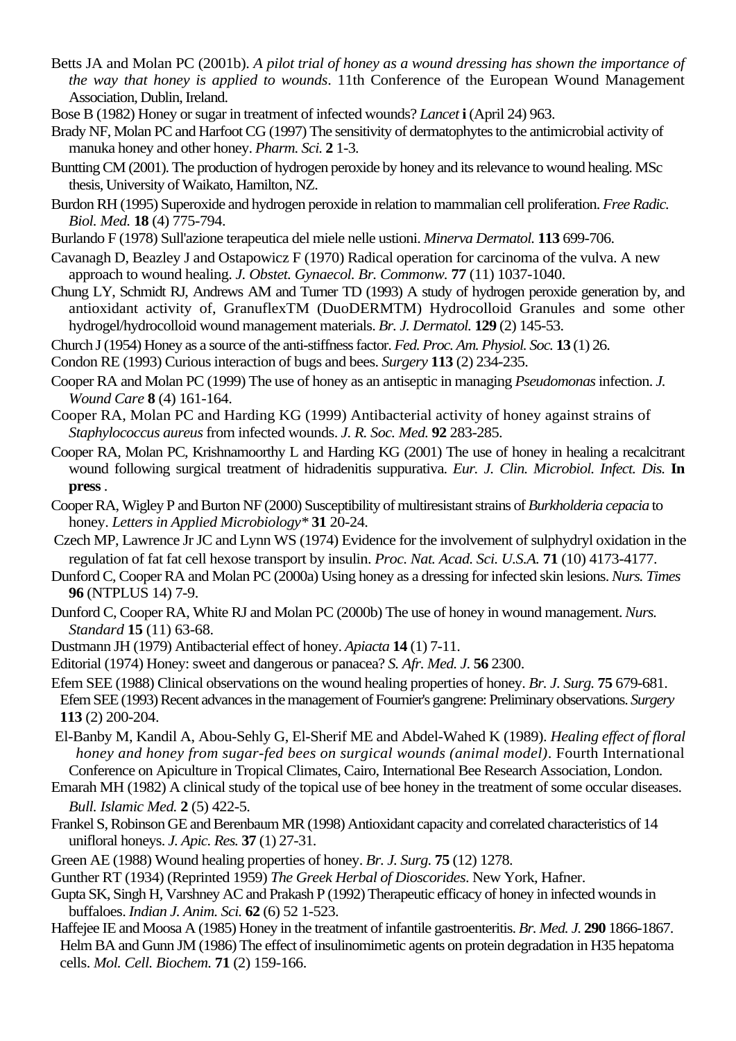Betts JA and Molan PC (2001b). *A pilot trial of honey as a wound dressing has shown the importance of the way that honey is applied to wounds*. 11th Conference of the European Wound Management Association, Dublin, Ireland.

Bose B (1982) Honey or sugar in treatment of infected wounds? *Lancet* **i** (April 24) 963.

Brady NF, Molan PC and Harfoot CG (1997) The sensitivity of dermatophytes to the antimicrobial activity of manuka honey and other honey. *Pharm. Sci.* **2** 1-3.

Buntting CM (2001). The production of hydrogen peroxide by honey and its relevance to wound healing. MSc thesis, University of Waikato, Hamilton, NZ.

Burdon RH (1995) Superoxide and hydrogen peroxide in relation to mammalian cell proliferation. *Free Radic. Biol. Med.* **18** (4) 775-794.

Burlando F (1978) Sull'azione terapeutica del miele nelle ustioni. *Minerva Dermatol.* **113** 699-706.

Cavanagh D, Beazley J and Ostapowicz F (1970) Radical operation for carcinoma of the vulva. A new approach to wound healing. *J. Obstet. Gynaecol. Br. Commonw.* **77** (11) 1037-1040.

Chung LY, Schmidt RJ, Andrews AM and Turner TD (1993) A study of hydrogen peroxide generation by, and antioxidant activity of, GranuflexTM (DuoDERMTM) Hydrocolloid Granules and some other hydrogel/hydrocolloid wound management materials. *Br. J. Dermatol.* **129** (2) 145-53.

Church J (1954) Honey as a source of the anti-stiffness factor. *Fed. Proc. Am. Physiol. Soc.* **13** (1) 26.

Condon RE (1993) Curious interaction of bugs and bees. *Surgery* **113** (2) 234-235.

Cooper RA and Molan PC (1999) The use of honey as an antiseptic in managing *Pseudomonas* infection. *J. Wound Care* **8** (4) 161-164.

Cooper RA, Molan PC and Harding KG (1999) Antibacterial activity of honey against strains of *Staphylococcus aureus* from infected wounds. *J. R. Soc. Med.* **92** 283-285.

Cooper RA, Molan PC, Krishnamoorthy L and Harding KG (2001) The use of honey in healing a recalcitrant wound following surgical treatment of hidradenitis suppurativa. *Eur. J. Clin. Microbiol. Infect. Dis.* **In press** .

Cooper RA, Wigley P and Burton NF (2000) Susceptibility of multiresistant strains of *Burkholderia cepacia* to honey. *Letters in Applied Microbiology\** **31** 20-24.

Czech MP, Lawrence Jr JC and Lynn WS (1974) Evidence for the involvement of sulphydryl oxidation in the regulation of fat fat cell hexose transport by insulin. *Proc. Nat. Acad. Sci. U.S.A.* **71** (10) 4173-4177.

Dunford C, Cooper RA and Molan PC (2000a) Using honey as a dressing for infected skin lesions. *Nurs. Times* **96** (NTPLUS 14) 7-9.

Dunford C, Cooper RA, White RJ and Molan PC (2000b) The use of honey in wound management. *Nurs. Standard* **15** (11) 63-68.

Dustmann JH (1979) Antibacterial effect of honey. *Apiacta* **14** (1) 7-11.

Editorial (1974) Honey: sweet and dangerous or panacea? *S. Afr. Med. J.* **56** 2300.

Efem SEE (1988) Clinical observations on the wound healing properties of honey. *Br. J. Surg.* **75** 679-681.

Efem SEE (1993) Recent advances in the management of Fournier's gangrene: Preliminary observations. *Surgery* **113** (2) 200-204.

El-Banby M, Kandil A, Abou-Sehly G, El-Sherif ME and Abdel-Wahed K (1989). *Healing effect of floral honey and honey from sugar-fed bees on surgical wounds (animal model)*. Fourth International Conference on Apiculture in Tropical Climates, Cairo, International Bee Research Association, London.

Emarah MH (1982) A clinical study of the topical use of bee honey in the treatment of some occular diseases. *Bull. Islamic Med.* **2** (5) 422-5.

Frankel S, Robinson GE and Berenbaum MR (1998) Antioxidant capacity and correlated characteristics of 14 unifloral honeys. *J. Apic. Res.* **37** (1) 27-31.

Green AE (1988) Wound healing properties of honey. *Br. J. Surg.* **75** (12) 1278.

Gunther RT (1934) (Reprinted 1959) *The Greek Herbal of Dioscorides*. New York, Hafner.

Gupta SK, Singh H, Varshney AC and Prakash P (1992) Therapeutic efficacy of honey in infected wounds in buffaloes. *Indian J. Anim. Sci.* **62** (6) 52 1-523.

Haffejee IE and Moosa A (1985) Honey in the treatment of infantile gastroenteritis. *Br. Med. J.* **290** 1866-1867.

Helm BA and Gunn JM (1986) The effect of insulinomimetic agents on protein degradation in H35 hepatoma cells. *Mol. Cell. Biochem.* **71** (2) 159-166.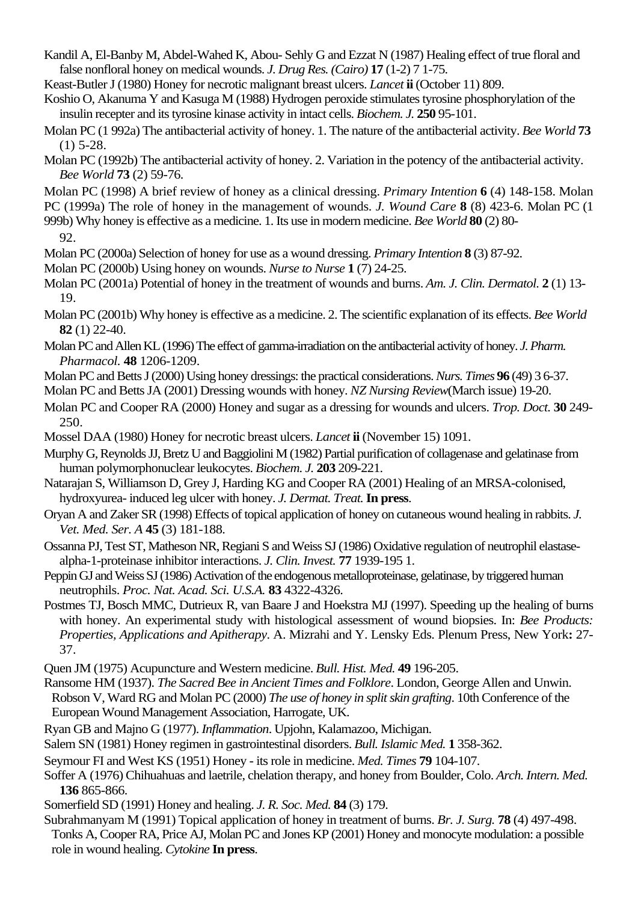Kandil A, El-Banby M, Abdel-Wahed K, Abou- Sehly G and Ezzat N (1987) Healing effect of true floral and false nonfloral honey on medical wounds. *J. Drug Res. (Cairo)* **17** (1-2) 7 1-75.

Keast-Butler J (1980) Honey for necrotic malignant breast ulcers. *Lancet* **ii** (October 11) 809.

Koshio O, Akanuma Y and Kasuga M (1988) Hydrogen peroxide stimulates tyrosine phosphorylation of the insulin recepter and its tyrosine kinase activity in intact cells. *Biochem. J.* **250** 95-101.

Molan PC (1 992a) The antibacterial activity of honey. 1. The nature of the antibacterial activity. *Bee World* **73** (1) 5-28.

Molan PC (1992b) The antibacterial activity of honey. 2. Variation in the potency of the antibacterial activity. *Bee World* **73** (2) 59-76.

Molan PC (1998) A brief review of honey as a clinical dressing. *Primary Intention* **6** (4) 148-158. Molan PC (1999a) The role of honey in the management of wounds. *J. Wound Care* **8** (8) 423-6. Molan PC (1 999b) Why honey is effective as a medicine. 1. Its use in modern medicine. *Bee World* **80** (2) 80-92.

Molan PC (2000a) Selection of honey for use as a wound dressing. *Primary Intention* **8** (3) 87-92.

Molan PC (2000b) Using honey on wounds. *Nurse to Nurse* **1** (7) 24-25.

Molan PC (2001a) Potential of honey in the treatment of wounds and burns. *Am. J. Clin. Dermatol.* **2** (1) 13-19.

Molan PC (2001b) Why honey is effective as a medicine. 2. The scientific explanation of its effects. *Bee World* **82** (1) 22-40.

Molan PC and Allen KL (1996) The effect of gamma-irradiation on the antibacterial activity of honey. *J. Pharm. Pharmacol.* **48** 1206-1209.

Molan PC and Betts J (2000) Using honey dressings: the practical considerations. *Nurs. Times* **96** (49) 3 6-37.

Molan PC and Betts JA (2001) Dressing wounds with honey. *NZ Nursing Review*(March issue) 19-20.

Molan PC and Cooper RA (2000) Honey and sugar as a dressing for wounds and ulcers. *Trop. Doct.* **30** 249-250.

Mossel DAA (1980) Honey for necrotic breast ulcers. *Lancet* **ii** (November 15) 1091.

Murphy G, Reynolds JJ, Bretz U and Baggiolini M (1982) Partial purification of collagenase and gelatinase from human polymorphonuclear leukocytes. *Biochem. J.* **203** 209-221.

Natarajan S, Williamson D, Grey J, Harding KG and Cooper RA (2001) Healing of an MRSA-colonised, hydroxyurea- induced leg ulcer with honey. *J. Dermat. Treat.* **In press**.

Oryan A and Zaker SR (1998) Effects of topical application of honey on cutaneous wound healing in rabbits. *J. Vet. Med. Ser. A* **45** (3) 181-188.

Ossanna PJ, Test ST, Matheson NR, Regiani S and Weiss SJ (1986) Oxidative regulation of neutrophil elastase-alpha-1-proteinase inhibitor interactions. *J. Clin. Invest.* **77** 1939-195 1.

Peppin GJ and Weiss SJ (1986) Activation of the endogenous metalloproteinase, gelatinase, by triggered human neutrophils. *Proc. Nat. Acad. Sci. U.S.A.* **83** 4322-4326.

Postmes TJ, Bosch MMC, Dutrieux R, van Baare J and Hoekstra MJ (1997). Speeding up the healing of burns with honey. An experimental study with histological assessment of wound biopsies. In: *Bee Products: Properties, Applications and Apitherapy*. A. Mizrahi and Y. Lensky Eds. Plenum Press, New York**:** 27-37.

Quen JM (1975) Acupuncture and Western medicine. *Bull. Hist. Med.* **49** 196-205.

Ransome HM (1937). *The Sacred Bee in Ancient Times and Folklore*. London, George Allen and Unwin. Robson V, Ward RG and Molan PC (2000) *The use of honey in split skin grafting*. 10th Conference of the European Wound Management Association, Harrogate, UK.

Ryan GB and Majno G (1977). *Inflammation*. Upjohn, Kalamazoo, Michigan.

Salem SN (1981) Honey regimen in gastrointestinal disorders. *Bull. Islamic Med.* **1** 358-362.

Seymour FI and West KS (1951) Honey - its role in medicine. *Med. Times* **79** 104-107.

Soffer A (1976) Chihuahuas and laetrile, chelation therapy, and honey from Boulder, Colo. *Arch. Intern. Med.* **136** 865-866.

Somerfield SD (1991) Honey and healing. *J. R. Soc. Med.* **84** (3) 179.

Subrahmanyam M (1991) Topical application of honey in treatment of burns. *Br. J. Surg.* **78** (4) 497-498. Tonks A, Cooper RA, Price AJ, Molan PC and Jones KP (2001) Honey and monocyte modulation: a possible role in wound healing. *Cytokine* **In press**.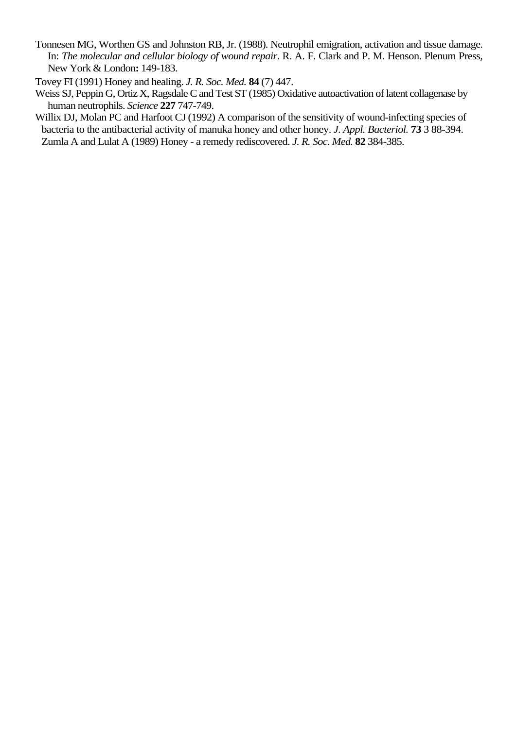Tonnesen MG, Worthen GS and Johnston RB, Jr. (1988). Neutrophil emigration, activation and tissue damage. In: *The molecular and cellular biology of wound repair*. R. A. F. Clark and P. M. Henson. Plenum Press, New York & London**:** 149-183.

Tovey FI (1991) Honey and healing. *J. R. Soc. Med.* **84** (7) 447.

Weiss SJ, Peppin G, Ortiz X, Ragsdale C and Test ST (1985) Oxidative autoactivation of latent collagenase by human neutrophils. *Science* **227** 747-749.

Willix DJ, Molan PC and Harfoot CJ (1992) A comparison of the sensitivity of wound-infecting species of bacteria to the antibacterial activity of manuka honey and other honey. *J. Appl. Bacteriol.* **73** 3 88-394.

Zumla A and Lulat A (1989) Honey - a remedy rediscovered. *J. R. Soc. Med.* **82** 384-385.